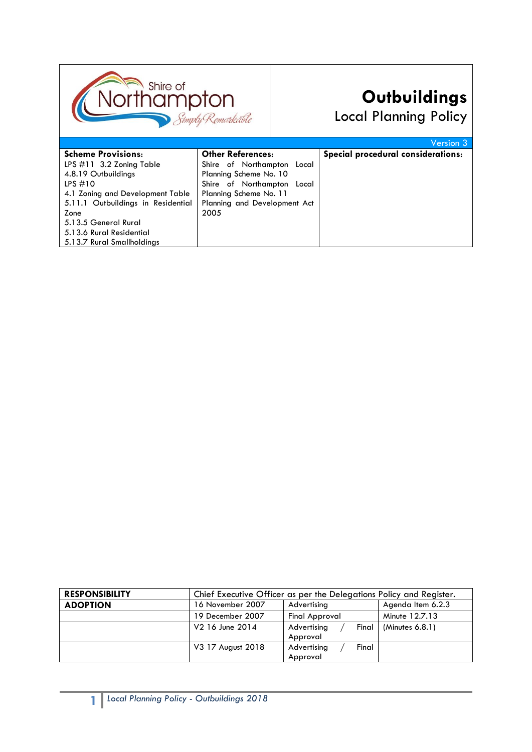# Outbuildings

## Local Planning Policy

Version 3

| Scheme Provisions: | Other References: | Special procedural considerations: |
|---|---|---|
| LPS #11 3.2 Zoning Table<br>4.8.19 Outbuildings<br>LPS #10<br>4.1 Zoning and Development Table<br>5.11.1 Outbuildings in Residential Zone<br>5.13.5 General Rural<br>5.13.6 Rural Residential<br>5.13.7 Rural Smallholdings | Shire of Northampton Local Planning Scheme No. 10<br>Shire of Northampton Local Planning Scheme No. 11<br>Planning and Development Act 2005 | |

| | | | |
|---|---|---|---|
| **RESPONSIBILITY** | Chief Executive Officer as per the Delegations Policy and Register. | | |
| **ADOPTION** | 16 November 2007 | Advertising | Agenda Item 6.2.3 |
| | 19 December 2007 | Final Approval | Minute 12.7.13 |
| | V2 16 June 2014 | Advertising / Final Approval | (Minutes 6.8.1) |
| | V3 17 August 2018 | Advertising / Final Approval | |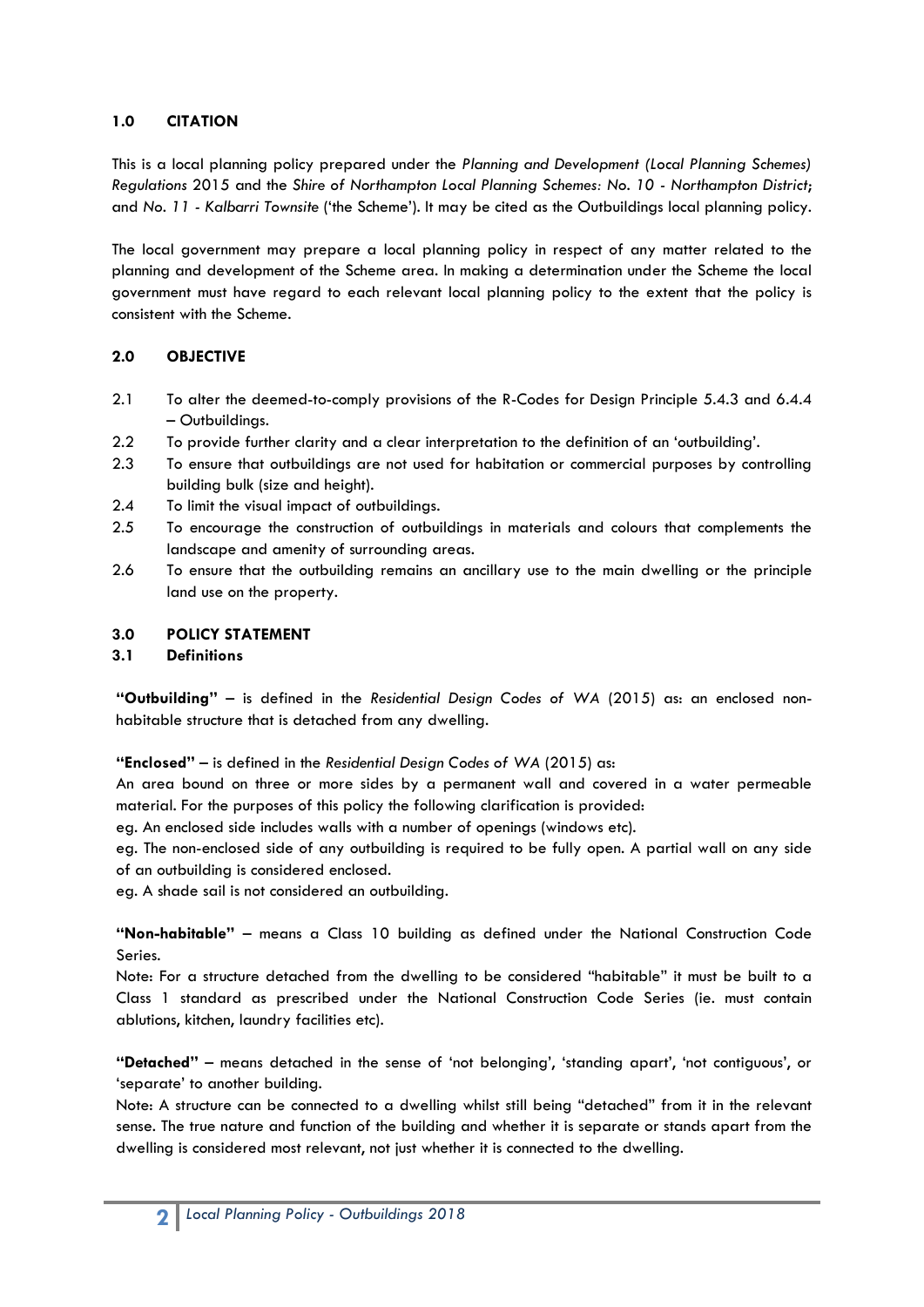## 1.0 CITATION

This is a local planning policy prepared under the *Planning and Development (Local Planning Schemes) Regulations* 2015 and the *Shire of Northampton Local Planning Schemes: No. 10 - Northampton District*; and *No. 11 - Kalbarri Townsite* ('the Scheme'). It may be cited as the Outbuildings local planning policy.

The local government may prepare a local planning policy in respect of any matter related to the planning and development of the Scheme area. In making a determination under the Scheme the local government must have regard to each relevant local planning policy to the extent that the policy is consistent with the Scheme.

## 2.0 OBJECTIVE

2.1 To alter the deemed-to-comply provisions of the R-Codes for Design Principle 5.4.3 and 6.4.4 – Outbuildings.

2.2 To provide further clarity and a clear interpretation to the definition of an 'outbuilding'.

2.3 To ensure that outbuildings are not used for habitation or commercial purposes by controlling building bulk (size and height).

2.4 To limit the visual impact of outbuildings.

2.5 To encourage the construction of outbuildings in materials and colours that complements the landscape and amenity of surrounding areas.

2.6 To ensure that the outbuilding remains an ancillary use to the main dwelling or the principle land use on the property.

## 3.0 POLICY STATEMENT

### 3.1 Definitions

**"Outbuilding"** – is defined in the *Residential Design Codes of WA* (2015) as: an enclosed non-habitable structure that is detached from any dwelling.

**"Enclosed"** – is defined in the *Residential Design Codes of WA* (2015) as:

An area bound on three or more sides by a permanent wall and covered in a water permeable material. For the purposes of this policy the following clarification is provided:

eg. An enclosed side includes walls with a number of openings (windows etc).

eg. The non-enclosed side of any outbuilding is required to be fully open. A partial wall on any side of an outbuilding is considered enclosed.

eg. A shade sail is not considered an outbuilding.

**"Non-habitable"** – means a Class 10 building as defined under the National Construction Code Series.

Note: For a structure detached from the dwelling to be considered "habitable" it must be built to a Class 1 standard as prescribed under the National Construction Code Series (ie. must contain ablutions, kitchen, laundry facilities etc).

**"Detached"** – means detached in the sense of 'not belonging', 'standing apart', 'not contiguous', or 'separate' to another building.

Note: A structure can be connected to a dwelling whilst still being "detached" from it in the relevant sense. The true nature and function of the building and whether it is separate or stands apart from the dwelling is considered most relevant, not just whether it is connected to the dwelling.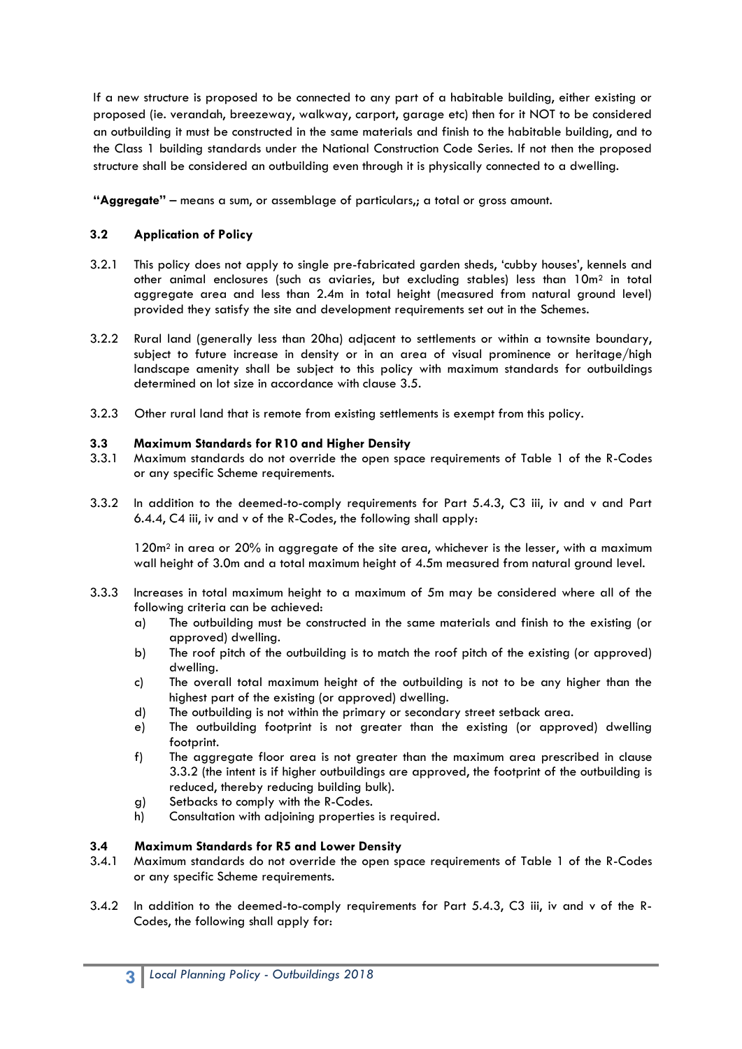If a new structure is proposed to be connected to any part of a habitable building, either existing or proposed (ie. verandah, breezeway, walkway, carport, garage etc) then for it NOT to be considered an outbuilding it must be constructed in the same materials and finish to the habitable building, and to the Class 1 building standards under the National Construction Code Series. If not then the proposed structure shall be considered an outbuilding even through it is physically connected to a dwelling.

**"Aggregate"** – means a sum, or assemblage of particulars,; a total or gross amount.

### 3.2 Application of Policy

3.2.1 This policy does not apply to single pre-fabricated garden sheds, 'cubby houses', kennels and other animal enclosures (such as aviaries, but excluding stables) less than 10m$^2$ in total aggregate area and less than 2.4m in total height (measured from natural ground level) provided they satisfy the site and development requirements set out in the Schemes.

3.2.2 Rural land (generally less than 20ha) adjacent to settlements or within a townsite boundary, subject to future increase in density or in an area of visual prominence or heritage/high landscape amenity shall be subject to this policy with maximum standards for outbuildings determined on lot size in accordance with clause 3.5.

3.2.3 Other rural land that is remote from existing settlements is exempt from this policy.

### 3.3 Maximum Standards for R10 and Higher Density

3.3.1 Maximum standards do not override the open space requirements of Table 1 of the R-Codes or any specific Scheme requirements.

3.3.2 In addition to the deemed-to-comply requirements for Part 5.4.3, C3 iii, iv and v and Part 6.4.4, C4 iii, iv and v of the R-Codes, the following shall apply:

120m$^2$ in area or 20% in aggregate of the site area, whichever is the lesser, with a maximum wall height of 3.0m and a total maximum height of 4.5m measured from natural ground level.

3.3.3 Increases in total maximum height to a maximum of 5m may be considered where all of the following criteria can be achieved:

- a) The outbuilding must be constructed in the same materials and finish to the existing (or approved) dwelling.
- b) The roof pitch of the outbuilding is to match the roof pitch of the existing (or approved) dwelling.
- c) The overall total maximum height of the outbuilding is not to be any higher than the highest part of the existing (or approved) dwelling.
- d) The outbuilding is not within the primary or secondary street setback area.
- e) The outbuilding footprint is not greater than the existing (or approved) dwelling footprint.
- f) The aggregate floor area is not greater than the maximum area prescribed in clause 3.3.2 (the intent is if higher outbuildings are approved, the footprint of the outbuilding is reduced, thereby reducing building bulk).
- g) Setbacks to comply with the R-Codes.
- h) Consultation with adjoining properties is required.

### 3.4 Maximum Standards for R5 and Lower Density

3.4.1 Maximum standards do not override the open space requirements of Table 1 of the R-Codes or any specific Scheme requirements.

3.4.2 In addition to the deemed-to-comply requirements for Part 5.4.3, C3 iii, iv and v of the R-Codes, the following shall apply for: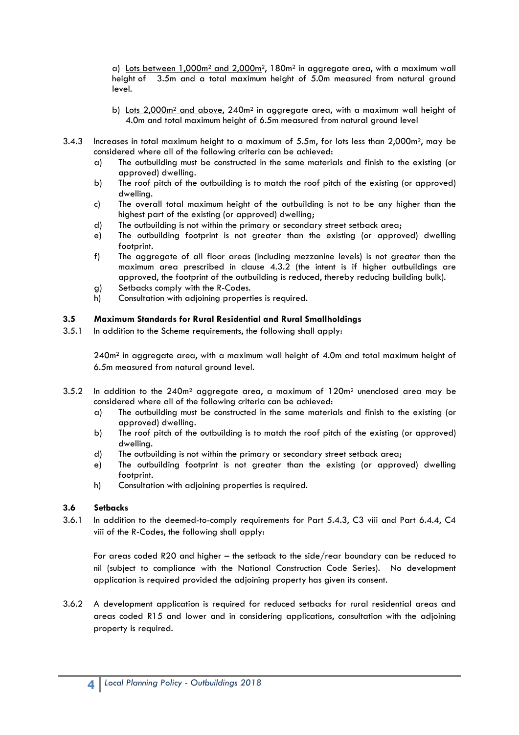a) Lots between 1,000m² and 2,000m², 180m² in aggregate area, with a maximum wall height of 3.5m and a total maximum height of 5.0m measured from natural ground level.

b) Lots 2,000m² and above, 240m² in aggregate area, with a maximum wall height of 4.0m and total maximum height of 6.5m measured from natural ground level

3.4.3 Increases in total maximum height to a maximum of 5.5m, for lots less than 2,000m², may be considered where all of the following criteria can be achieved:

a) The outbuilding must be constructed in the same materials and finish to the existing (or approved) dwelling.
b) The roof pitch of the outbuilding is to match the roof pitch of the existing (or approved) dwelling.
c) The overall total maximum height of the outbuilding is not to be any higher than the highest part of the existing (or approved) dwelling;
d) The outbuilding is not within the primary or secondary street setback area;
e) The outbuilding footprint is not greater than the existing (or approved) dwelling footprint.
f) The aggregate of all floor areas (including mezzanine levels) is not greater than the maximum area prescribed in clause 4.3.2 (the intent is if higher outbuildings are approved, the footprint of the outbuilding is reduced, thereby reducing building bulk).
g) Setbacks comply with the R-Codes.
h) Consultation with adjoining properties is required.

### 3.5 Maximum Standards for Rural Residential and Rural Smallholdings

3.5.1 In addition to the Scheme requirements, the following shall apply:

240m² in aggregate area, with a maximum wall height of 4.0m and total maximum height of 6.5m measured from natural ground level.

3.5.2 In addition to the 240m² aggregate area, a maximum of 120m² unenclosed area may be considered where all of the following criteria can be achieved:

a) The outbuilding must be constructed in the same materials and finish to the existing (or approved) dwelling.
b) The roof pitch of the outbuilding is to match the roof pitch of the existing (or approved) dwelling.
d) The outbuilding is not within the primary or secondary street setback area;
e) The outbuilding footprint is not greater than the existing (or approved) dwelling footprint.
h) Consultation with adjoining properties is required.

### 3.6 Setbacks

3.6.1 In addition to the deemed-to-comply requirements for Part 5.4.3, C3 viii and Part 6.4.4, C4 viii of the R-Codes, the following shall apply:

For areas coded R20 and higher – the setback to the side/rear boundary can be reduced to nil (subject to compliance with the National Construction Code Series). No development application is required provided the adjoining property has given its consent.

3.6.2 A development application is required for reduced setbacks for rural residential areas and areas coded R15 and lower and in considering applications, consultation with the adjoining property is required.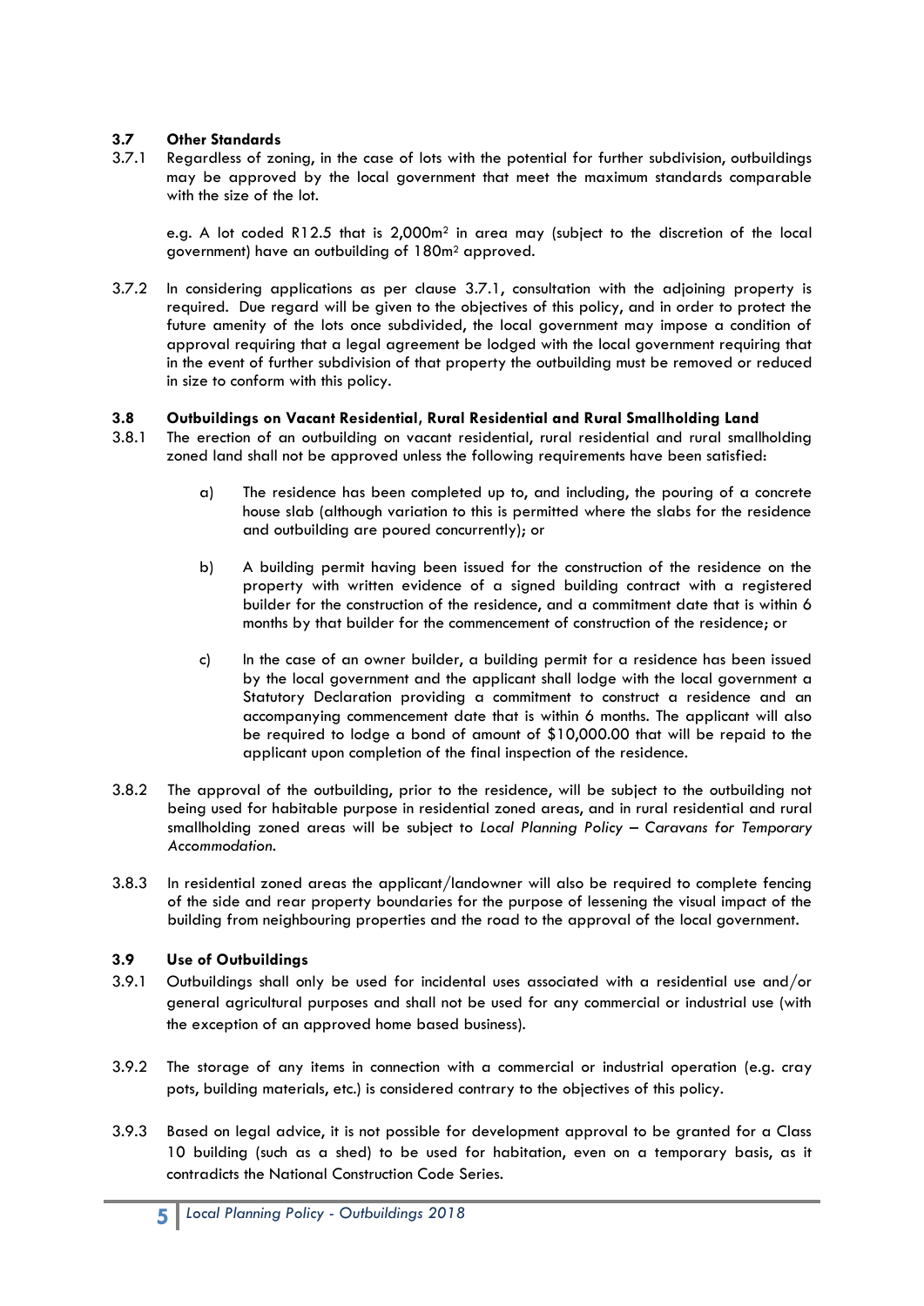### 3.7 Other Standards

3.7.1 Regardless of zoning, in the case of lots with the potential for further subdivision, outbuildings may be approved by the local government that meet the maximum standards comparable with the size of the lot.

e.g. A lot coded R12.5 that is 2,000m$^2$ in area may (subject to the discretion of the local government) have an outbuilding of 180m$^2$ approved.

3.7.2 In considering applications as per clause 3.7.1, consultation with the adjoining property is required. Due regard will be given to the objectives of this policy, and in order to protect the future amenity of the lots once subdivided, the local government may impose a condition of approval requiring that a legal agreement be lodged with the local government requiring that in the event of further subdivision of that property the outbuilding must be removed or reduced in size to conform with this policy.

### 3.8 Outbuildings on Vacant Residential, Rural Residential and Rural Smallholding Land

3.8.1 The erection of an outbuilding on vacant residential, rural residential and rural smallholding zoned land shall not be approved unless the following requirements have been satisfied:

a) The residence has been completed up to, and including, the pouring of a concrete house slab (although variation to this is permitted where the slabs for the residence and outbuilding are poured concurrently); or

b) A building permit having been issued for the construction of the residence on the property with written evidence of a signed building contract with a registered builder for the construction of the residence, and a commitment date that is within 6 months by that builder for the commencement of construction of the residence; or

c) In the case of an owner builder, a building permit for a residence has been issued by the local government and the applicant shall lodge with the local government a Statutory Declaration providing a commitment to construct a residence and an accompanying commencement date that is within 6 months. The applicant will also be required to lodge a bond of amount of $10,000.00 that will be repaid to the applicant upon completion of the final inspection of the residence.

3.8.2 The approval of the outbuilding, prior to the residence, will be subject to the outbuilding not being used for habitable purpose in residential zoned areas, and in rural residential and rural smallholding zoned areas will be subject to *Local Planning Policy – Caravans for Temporary Accommodation.*

3.8.3 In residential zoned areas the applicant/landowner will also be required to complete fencing of the side and rear property boundaries for the purpose of lessening the visual impact of the building from neighbouring properties and the road to the approval of the local government.

### 3.9 Use of Outbuildings

3.9.1 Outbuildings shall only be used for incidental uses associated with a residential use and/or general agricultural purposes and shall not be used for any commercial or industrial use (with the exception of an approved home based business).

3.9.2 The storage of any items in connection with a commercial or industrial operation (e.g. cray pots, building materials, etc.) is considered contrary to the objectives of this policy.

3.9.3 Based on legal advice, it is not possible for development approval to be granted for a Class 10 building (such as a shed) to be used for habitation, even on a temporary basis, as it contradicts the National Construction Code Series.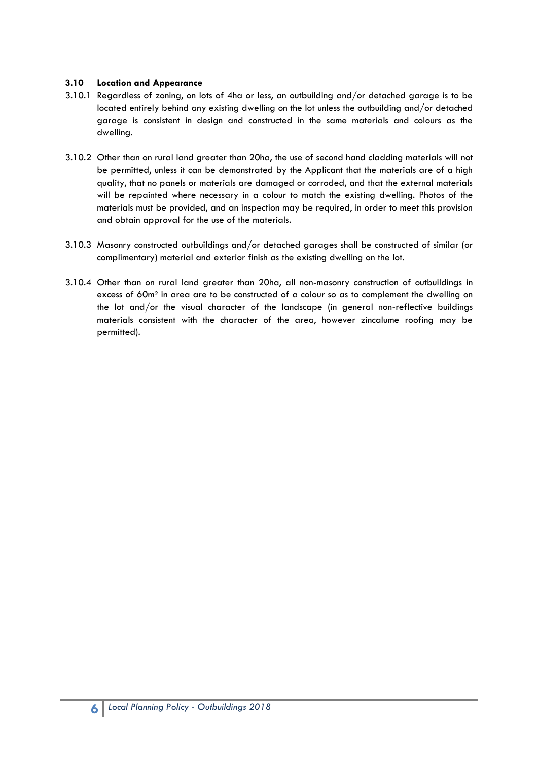### 3.10 Location and Appearance

3.10.1 Regardless of zoning, on lots of 4ha or less, an outbuilding and/or detached garage is to be located entirely behind any existing dwelling on the lot unless the outbuilding and/or detached garage is consistent in design and constructed in the same materials and colours as the dwelling.

3.10.2 Other than on rural land greater than 20ha, the use of second hand cladding materials will not be permitted, unless it can be demonstrated by the Applicant that the materials are of a high quality, that no panels or materials are damaged or corroded, and that the external materials will be repainted where necessary in a colour to match the existing dwelling. Photos of the materials must be provided, and an inspection may be required, in order to meet this provision and obtain approval for the use of the materials.

3.10.3 Masonry constructed outbuildings and/or detached garages shall be constructed of similar (or complimentary) material and exterior finish as the existing dwelling on the lot.

3.10.4 Other than on rural land greater than 20ha, all non-masonry construction of outbuildings in excess of $60m^2$ in area are to be constructed of a colour so as to complement the dwelling on the lot and/or the visual character of the landscape (in general non-reflective buildings materials consistent with the character of the area, however zincalume roofing may be permitted).